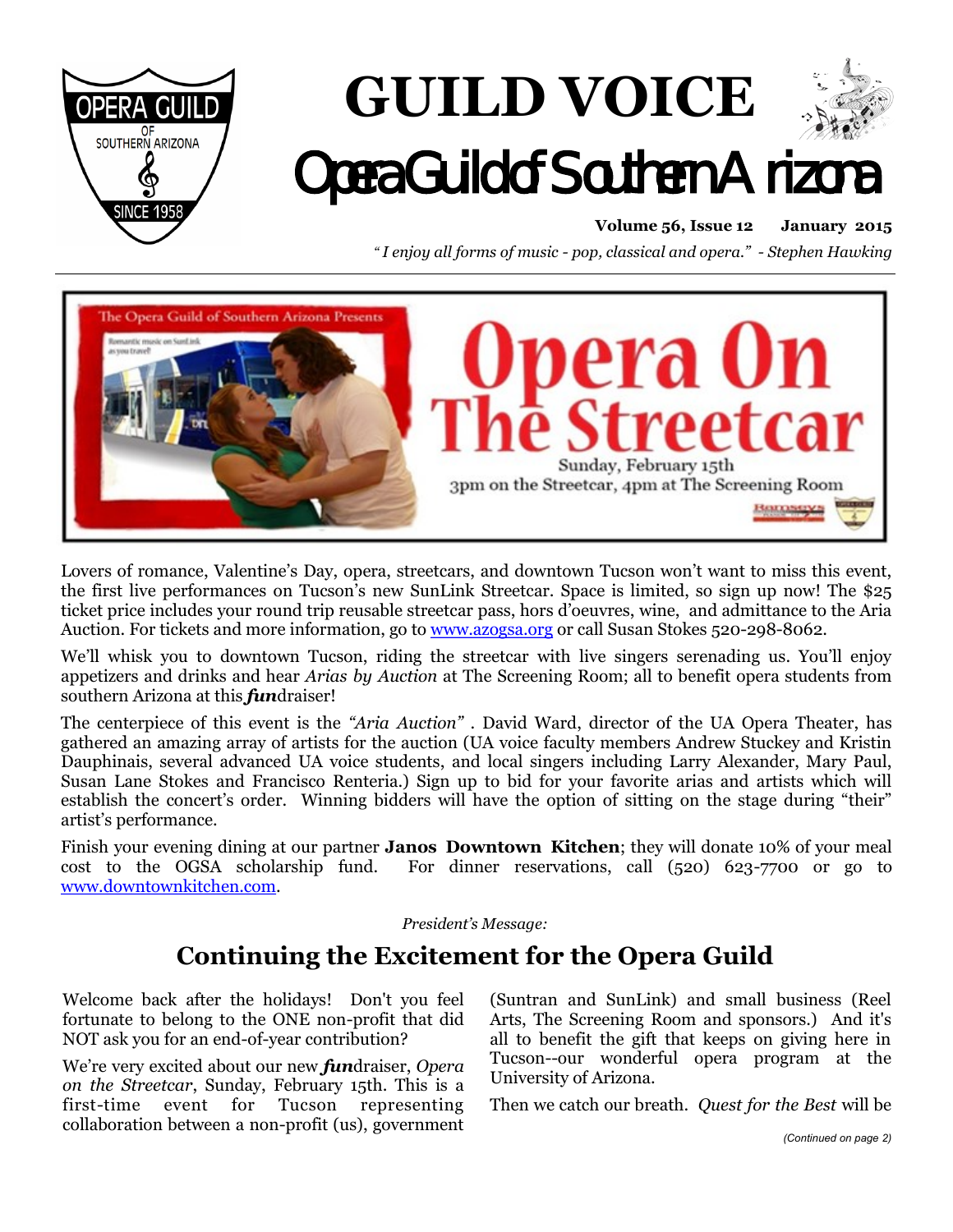# GUILD VOICE

## Opera Guild of Southern Arizona

**Volume 56, Issue 12 January 2015**

*"I enjoy all forms of music - pop, classical and opera." - Stephen Hawking*

The Opera Guild of Southern Arizona Presents

# Opera On The Streetcar

Sunday, February 15th
3pm on the Streetcar, 4pm at The Screening Room

Lovers of romance, Valentine's Day, opera, streetcars, and downtown Tucson won't want to miss this event, the first live performances on Tucson's new SunLink Streetcar. Space is limited, so sign up now! The $25 ticket price includes your round trip reusable streetcar pass, hors d'oeuvres, wine, and admittance to the Aria Auction. For tickets and more information, go to www.azogsa.org or call Susan Stokes 520-298-8062.

We'll whisk you to downtown Tucson, riding the streetcar with live singers serenading us. You'll enjoy appetizers and drinks and hear *Arias by Auction* at The Screening Room; all to benefit opera students from southern Arizona at this ***fun***draiser!

The centerpiece of this event is the *"Aria Auction"* . David Ward, director of the UA Opera Theater, has gathered an amazing array of artists for the auction (UA voice faculty members Andrew Stuckey and Kristin Dauphinais, several advanced UA voice students, and local singers including Larry Alexander, Mary Paul, Susan Lane Stokes and Francisco Renteria.) Sign up to bid for your favorite arias and artists which will establish the concert's order. Winning bidders will have the option of sitting on the stage during "their" artist's performance.

Finish your evening dining at our partner **Janos Downtown Kitchen**; they will donate 10% of your meal cost to the OGSA scholarship fund. For dinner reservations, call (520) 623-7700 or go to www.downtownkitchen.com.

*President's Message:*

## Continuing the Excitement for the Opera Guild

Welcome back after the holidays! Don't you feel fortunate to belong to the ONE non-profit that did NOT ask you for an end-of-year contribution?

We're very excited about our new ***fun***draiser, *Opera on the Streetcar*, Sunday, February 15th. This is a first-time event for Tucson representing collaboration between a non-profit (us), government (Suntran and SunLink) and small business (Reel Arts, The Screening Room and sponsors.) And it's all to benefit the gift that keeps on giving here in Tucson--our wonderful opera program at the University of Arizona.

Then we catch our breath. *Quest for the Best* will be

*(Continued on page 2)*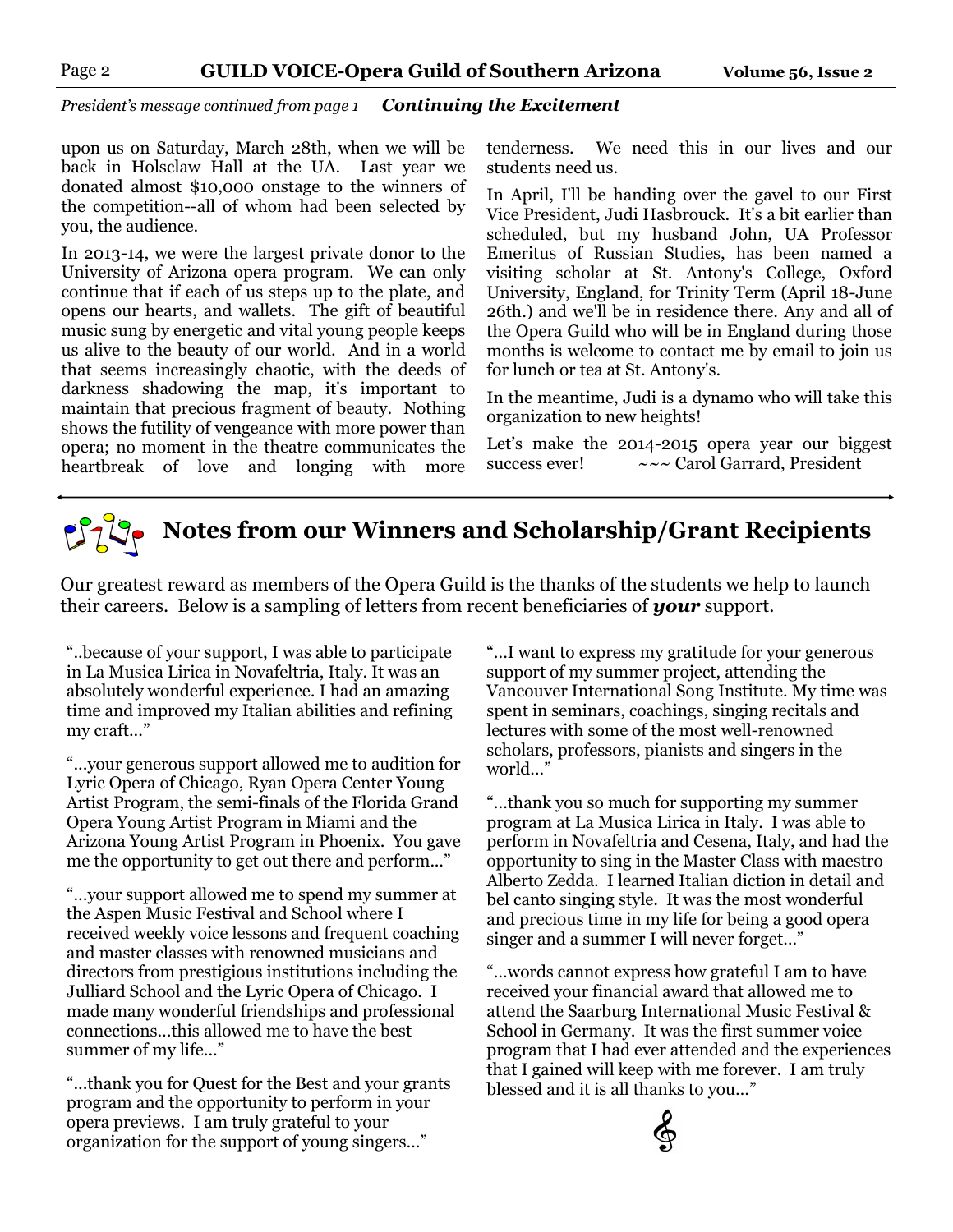*President's message continued from page 1* ***Continuing the Excitement***

upon us on Saturday, March 28th, when we will be back in Holsclaw Hall at the UA. Last year we donated almost $10,000 onstage to the winners of the competition--all of whom had been selected by you, the audience.

In 2013-14, we were the largest private donor to the University of Arizona opera program. We can only continue that if each of us steps up to the plate, and opens our hearts, and wallets. The gift of beautiful music sung by energetic and vital young people keeps us alive to the beauty of our world. And in a world that seems increasingly chaotic, with the deeds of darkness shadowing the map, it's important to maintain that precious fragment of beauty. Nothing shows the futility of vengeance with more power than opera; no moment in the theatre communicates the heartbreak of love and longing with more tenderness. We need this in our lives and our students need us.

In April, I'll be handing over the gavel to our First Vice President, Judi Hasbrouck. It's a bit earlier than scheduled, but my husband John, UA Professor Emeritus of Russian Studies, has been named a visiting scholar at St. Antony's College, Oxford University, England, for Trinity Term (April 18-June 26th.) and we'll be in residence there. Any and all of the Opera Guild who will be in England during those months is welcome to contact me by email to join us for lunch or tea at St. Antony's.

In the meantime, Judi is a dynamo who will take this organization to new heights!

Let's make the 2014-2015 opera year our biggest success ever! ~~~ Carol Garrard, President

## Notes from our Winners and Scholarship/Grant Recipients

Our greatest reward as members of the Opera Guild is the thanks of the students we help to launch their careers. Below is a sampling of letters from recent beneficiaries of ***your*** support.

"..because of your support, I was able to participate in La Musica Lirica in Novafeltria, Italy. It was an absolutely wonderful experience. I had an amazing time and improved my Italian abilities and refining my craft…"

"…your generous support allowed me to audition for Lyric Opera of Chicago, Ryan Opera Center Young Artist Program, the semi-finals of the Florida Grand Opera Young Artist Program in Miami and the Arizona Young Artist Program in Phoenix. You gave me the opportunity to get out there and perform…"

"…your support allowed me to spend my summer at the Aspen Music Festival and School where I received weekly voice lessons and frequent coaching and master classes with renowned musicians and directors from prestigious institutions including the Julliard School and the Lyric Opera of Chicago. I made many wonderful friendships and professional connections…this allowed me to have the best summer of my life…"

"…thank you for Quest for the Best and your grants program and the opportunity to perform in your opera previews. I am truly grateful to your organization for the support of young singers…"

"…I want to express my gratitude for your generous support of my summer project, attending the Vancouver International Song Institute. My time was spent in seminars, coachings, singing recitals and lectures with some of the most well-renowned scholars, professors, pianists and singers in the world…"

"…thank you so much for supporting my summer program at La Musica Lirica in Italy. I was able to perform in Novafeltria and Cesena, Italy, and had the opportunity to sing in the Master Class with maestro Alberto Zedda. I learned Italian diction in detail and bel canto singing style. It was the most wonderful and precious time in my life for being a good opera singer and a summer I will never forget…"

"…words cannot express how grateful I am to have received your financial award that allowed me to attend the Saarburg International Music Festival & School in Germany. It was the first summer voice program that I had ever attended and the experiences that I gained will keep with me forever. I am truly blessed and it is all thanks to you…"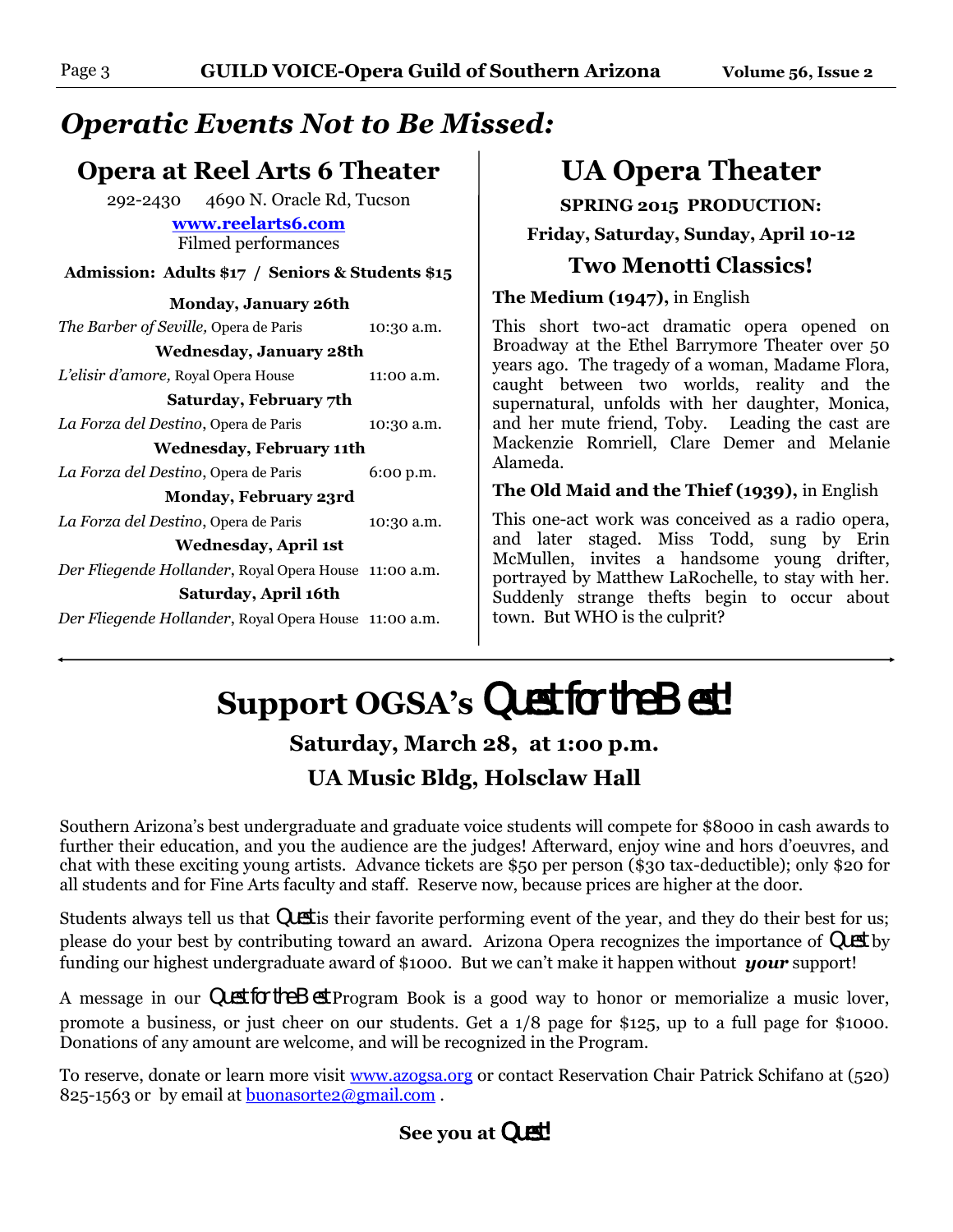# *Operatic Events Not to Be Missed:*

## Opera at Reel Arts 6 Theater

292-2430 4690 N. Oracle Rd, Tucson

**[www.reelarts6.com](http://www.reelarts6.com)**

Filmed performances

**Admission: Adults $17 / Seniors & Students $15**

**Monday, January 26th**

*The Barber of Seville,* Opera de Paris — 10:30 a.m.

**Wednesday, January 28th**

*L'elisir d'amore,* Royal Opera House — 11:00 a.m.

**Saturday, February 7th**

*La Forza del Destino*, Opera de Paris — 10:30 a.m.

**Wednesday, February 11th**

*La Forza del Destino*, Opera de Paris — 6:00 p.m.

**Monday, February 23rd**

*La Forza del Destino*, Opera de Paris — 10:30 a.m.

**Wednesday, April 1st**

*Der Fliegende Hollander*, Royal Opera House — 11:00 a.m.

**Saturday, April 16th**

*Der Fliegende Hollander*, Royal Opera House — 11:00 a.m.

## UA Opera Theater

**SPRING 2015 PRODUCTION:**

**Friday, Saturday, Sunday, April 10-12**

### Two Menotti Classics!

**The Medium (1947),** in English

This short two-act dramatic opera opened on Broadway at the Ethel Barrymore Theater over 50 years ago. The tragedy of a woman, Madame Flora, caught between two worlds, reality and the supernatural, unfolds with her daughter, Monica, and her mute friend, Toby. Leading the cast are Mackenzie Romriell, Clare Demer and Melanie Alameda.

**The Old Maid and the Thief (1939),** in English

This one-act work was conceived as a radio opera, and later staged. Miss Todd, sung by Erin McMullen, invites a handsome young drifter, portrayed by Matthew LaRochelle, to stay with her. Suddenly strange thefts begin to occur about town. But WHO is the culprit?

# Support OGSA's Quest for the Best!

**Saturday, March 28, at 1:00 p.m.**

**UA Music Bldg, Holsclaw Hall**

Southern Arizona's best undergraduate and graduate voice students will compete for $8000 in cash awards to further their education, and you the audience are the judges! Afterward, enjoy wine and hors d'oeuvres, and chat with these exciting young artists. Advance tickets are $50 per person ($30 tax-deductible); only $20 for all students and for Fine Arts faculty and staff. Reserve now, because prices are higher at the door.

Students always tell us that Quest is their favorite performing event of the year, and they do their best for us; please do your best by contributing toward an award. Arizona Opera recognizes the importance of Quest by funding our highest undergraduate award of $1000. But we can't make it happen without ***your*** support!

A message in our Quest for the Best Program Book is a good way to honor or memorialize a music lover, promote a business, or just cheer on our students. Get a 1/8 page for $125, up to a full page for $1000. Donations of any amount are welcome, and will be recognized in the Program.

To reserve, donate or learn more visit [www.azogsa.org](http://www.azogsa.org) or contact Reservation Chair Patrick Schifano at (520) 825-1563 or by email at [buonasorte2@gmail.com](mailto:buonasorte2@gmail.com) .

**See you at Quest!**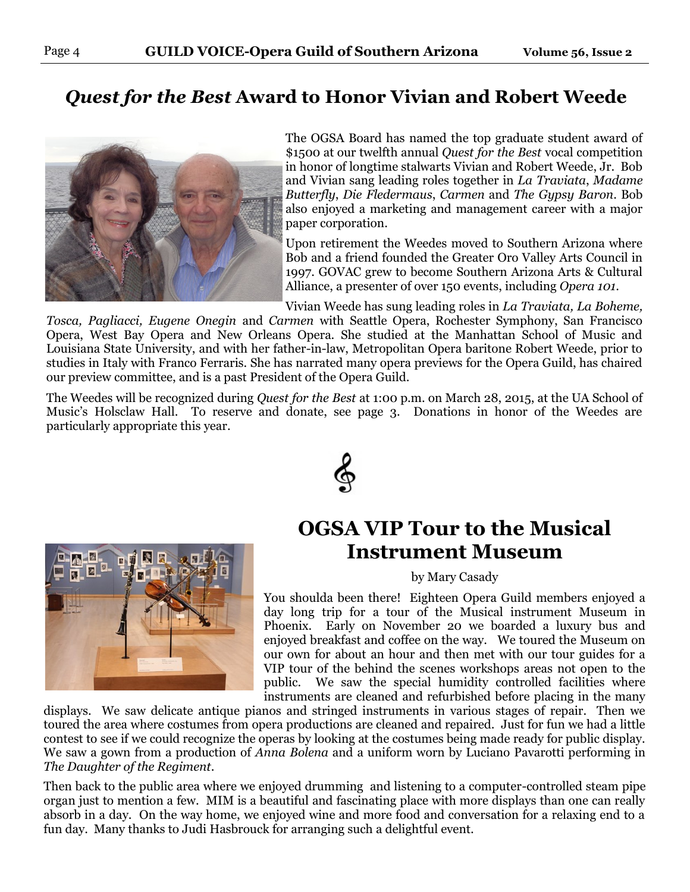## *Quest for the Best* Award to Honor Vivian and Robert Weede

The OGSA Board has named the top graduate student award of $1500 at our twelfth annual *Quest for the Best* vocal competition in honor of longtime stalwarts Vivian and Robert Weede, Jr. Bob and Vivian sang leading roles together in *La Traviata*, *Madame Butterfly*, *Die Fledermaus*, *Carmen* and *The Gypsy Baron*. Bob also enjoyed a marketing and management career with a major paper corporation.

Upon retirement the Weedes moved to Southern Arizona where Bob and a friend founded the Greater Oro Valley Arts Council in 1997. GOVAC grew to become Southern Arizona Arts & Cultural Alliance, a presenter of over 150 events, including *Opera 101*.

Vivian Weede has sung leading roles in *La Traviata, La Boheme, Tosca, Pagliacci, Eugene Onegin* and *Carmen* with Seattle Opera, Rochester Symphony, San Francisco Opera, West Bay Opera and New Orleans Opera. She studied at the Manhattan School of Music and Louisiana State University, and with her father-in-law, Metropolitan Opera baritone Robert Weede, prior to studies in Italy with Franco Ferraris. She has narrated many opera previews for the Opera Guild, has chaired our preview committee, and is a past President of the Opera Guild.

The Weedes will be recognized during *Quest for the Best* at 1:00 p.m. on March 28, 2015, at the UA School of Music's Holsclaw Hall. To reserve and donate, see page 3. Donations in honor of the Weedes are particularly appropriate this year.

## OGSA VIP Tour to the Musical Instrument Museum

by Mary Casady

You shoulda been there! Eighteen Opera Guild members enjoyed a day long trip for a tour of the Musical instrument Museum in Phoenix. Early on November 20 we boarded a luxury bus and enjoyed breakfast and coffee on the way. We toured the Museum on our own for about an hour and then met with our tour guides for a VIP tour of the behind the scenes workshops areas not open to the public. We saw the special humidity controlled facilities where instruments are cleaned and refurbished before placing in the many displays. We saw delicate antique pianos and stringed instruments in various stages of repair. Then we toured the area where costumes from opera productions are cleaned and repaired. Just for fun we had a little contest to see if we could recognize the operas by looking at the costumes being made ready for public display. We saw a gown from a production of *Anna Bolena* and a uniform worn by Luciano Pavarotti performing in *The Daughter of the Regiment*.

Then back to the public area where we enjoyed drumming and listening to a computer-controlled steam pipe organ just to mention a few. MIM is a beautiful and fascinating place with more displays than one can really absorb in a day. On the way home, we enjoyed wine and more food and conversation for a relaxing end to a fun day. Many thanks to Judi Hasbrouck for arranging such a delightful event.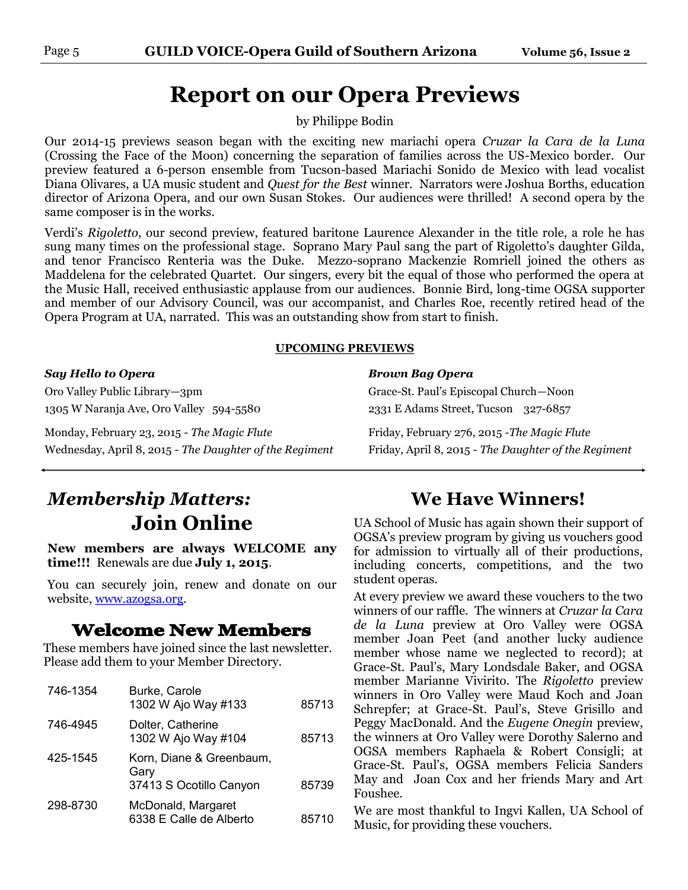// Page 5

# Report on our Opera Previews

by Philippe Bodin

Our 2014-15 previews season began with the exciting new mariachi opera *Cruzar la Cara de la Luna* (Crossing the Face of the Moon) concerning the separation of families across the US-Mexico border. Our preview featured a 6-person ensemble from Tucson-based Mariachi Sonido de Mexico with lead vocalist Diana Olivares, a UA music student and *Quest for the Best* winner. Narrators were Joshua Borths, education director of Arizona Opera, and our own Susan Stokes. Our audiences were thrilled! A second opera by the same composer is in the works.

Verdi's *Rigoletto*, our second preview, featured baritone Laurence Alexander in the title role, a role he has sung many times on the professional stage. Soprano Mary Paul sang the part of Rigoletto's daughter Gilda, and tenor Francisco Renteria was the Duke. Mezzo-soprano Mackenzie Romriell joined the others as Maddelena for the celebrated Quartet. Our singers, every bit the equal of those who performed the opera at the Music Hall, received enthusiastic applause from our audiences. Bonnie Bird, long-time OGSA supporter and member of our Advisory Council, was our accompanist, and Charles Roe, recently retired head of the Opera Program at UA, narrated. This was an outstanding show from start to finish.

**UPCOMING PREVIEWS**

***Say Hello to Opera***

Oro Valley Public Library—3pm
1305 W Naranja Ave, Oro Valley 594-5580

Monday, February 23, 2015 - *The Magic Flute*
Wednesday, April 8, 2015 - *The Daughter of the Regiment*

***Brown Bag Opera***

Grace-St. Paul's Episcopal Church—Noon
2331 E Adams Street, Tucson 327-6857

Friday, February 276, 2015 -*The Magic Flute*
Friday, April 8, 2015 - *The Daughter of the Regiment*

## *Membership Matters:* Join Online

**New members are always WELCOME any time!!!** Renewals are due **July 1, 2015**.

You can securely join, renew and donate on our website, www.azogsa.org.

## Welcome New Members

These members have joined since the last newsletter. Please add them to your Member Directory.

| | | |
|---|---|---|
| 746-1354 | Burke, Carole<br>1302 W Ajo Way #133 | 85713 |
| 746-4945 | Dolter, Catherine<br>1302 W Ajo Way #104 | 85713 |
| 425-1545 | Korn, Diane & Greenbaum, Gary<br>37413 S Ocotillo Canyon | 85739 |
| 298-8730 | McDonald, Margaret<br>6338 E Calle de Alberto | 85710 |

## We Have Winners!

UA School of Music has again shown their support of OGSA's preview program by giving us vouchers good for admission to virtually all of their productions, including concerts, competitions, and the two student operas.

At every preview we award these vouchers to the two winners of our raffle. The winners at *Cruzar la Cara de la Luna* preview at Oro Valley were OGSA member Joan Peet (and another lucky audience member whose name we neglected to record); at Grace-St. Paul's, Mary Londsdale Baker, and OGSA member Marianne Vivirito. The *Rigoletto* preview winners in Oro Valley were Maud Koch and Joan Schrepfer; at Grace-St. Paul's, Steve Grisillo and Peggy MacDonald. And the *Eugene Onegin* preview, the winners at Oro Valley were Dorothy Salerno and OGSA members Raphaela & Robert Consigli; at Grace-St. Paul's, OGSA members Felicia Sanders May and Joan Cox and her friends Mary and Art Foushee.

We are most thankful to Ingvi Kallen, UA School of Music, for providing these vouchers.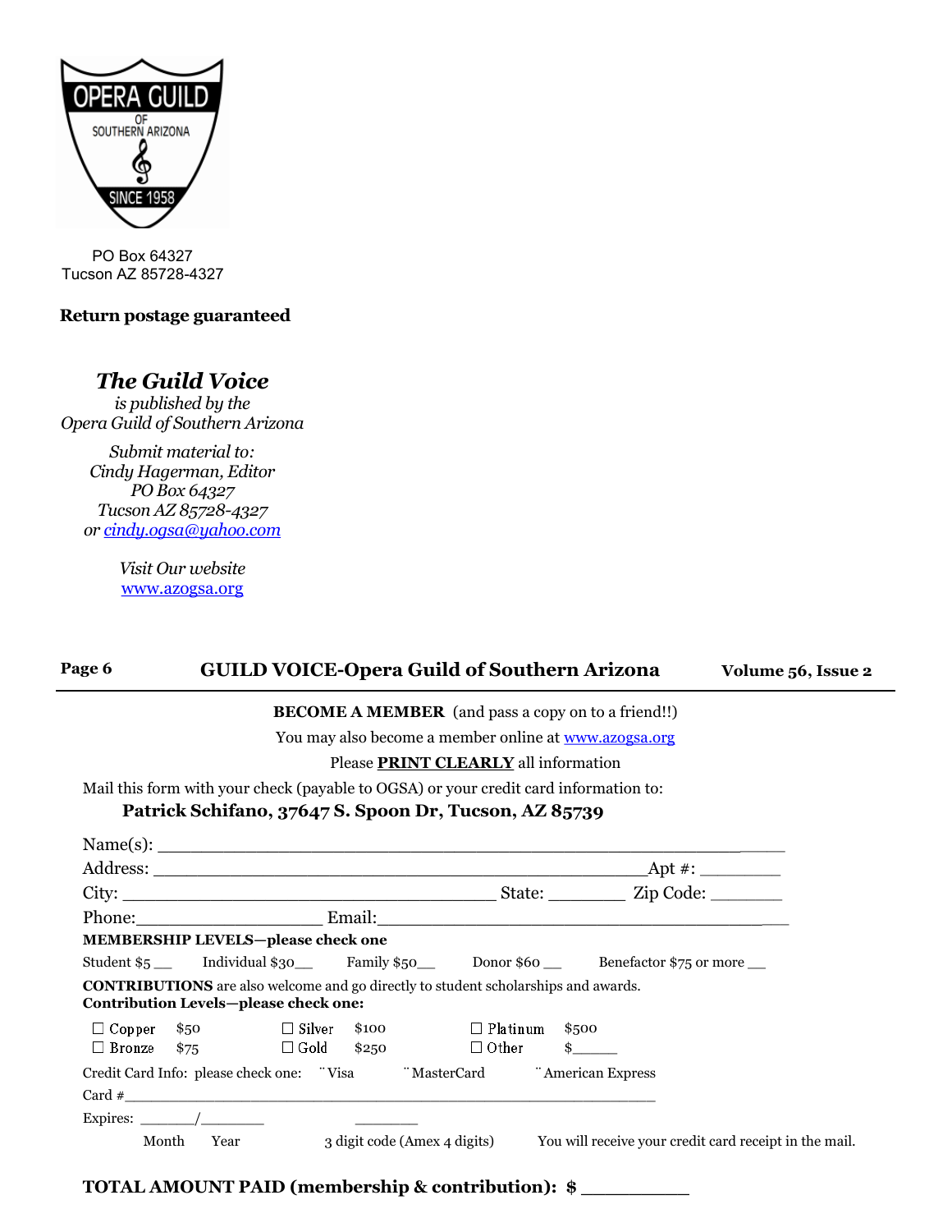OPERA GUILD OF SOUTHERN ARIZONA SINCE 1958

PO Box 64327
Tucson AZ 85728-4327

**Return postage guaranteed**

***The Guild Voice***
*is published by the*
*Opera Guild of Southern Arizona*

*Submit material to:*
*Cindy Hagerman, Editor*
*PO Box 64327*
*Tucson AZ 85728-4327*
*or cindy.ogsa@yahoo.com*

*Visit Our website*
www.azogsa.org

**BECOME A MEMBER** (and pass a copy on to a friend!!)

You may also become a member online at www.azogsa.org

Please **PRINT CLEARLY** all information

Mail this form with your check (payable to OGSA) or your credit card information to:

**Patrick Schifano, 37647 S. Spoon Dr, Tucson, AZ 85739**

Name(s): ____________________________________________________________

Address: ________________________________________________ Apt #: ________

City: ____________________________________ State: _______ Zip Code: _______

Phone: __________________ Email: ______________________________________

**MEMBERSHIP LEVELS—please check one**

Student $5 __ Individual $30__ Family $50__ Donor $60 __ Benefactor $75 or more __

**CONTRIBUTIONS** are also welcome and go directly to student scholarships and awards.
**Contribution Levels—please check one:**

| | | | | | |
|---|---|---|---|---|---|
| ☐ Copper | $50 | ☐ Silver | $100 | ☐ Platinum | $500 |
| ☐ Bronze | $75 | ☐ Gold | $250 | ☐ Other | $_____ |

Credit Card Info: please check one: ¨Visa ¨MasterCard ¨American Express

Card #______________________________________________________________

Expires: ______/_______ _______

Month Year 3 digit code (Amex 4 digits) You will receive your credit card receipt in the mail.

**TOTAL AMOUNT PAID (membership & contribution): $ _________**